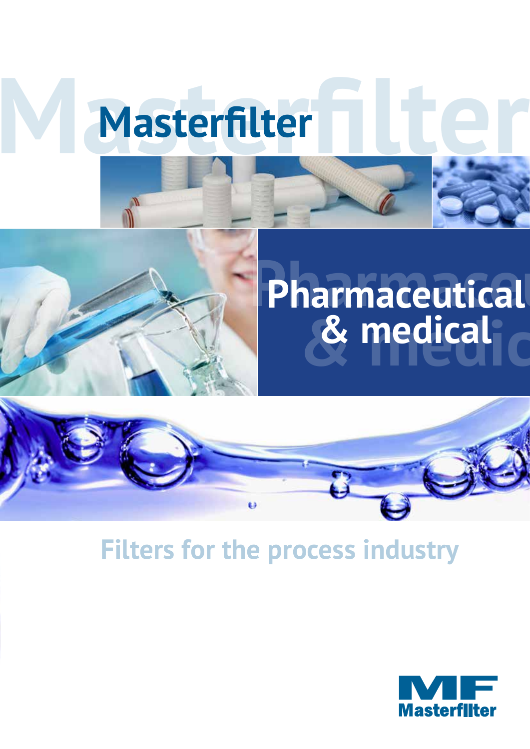# Masterfilter

## Pharmaceutical & medical

Filters for the process industry

MF Masterfilter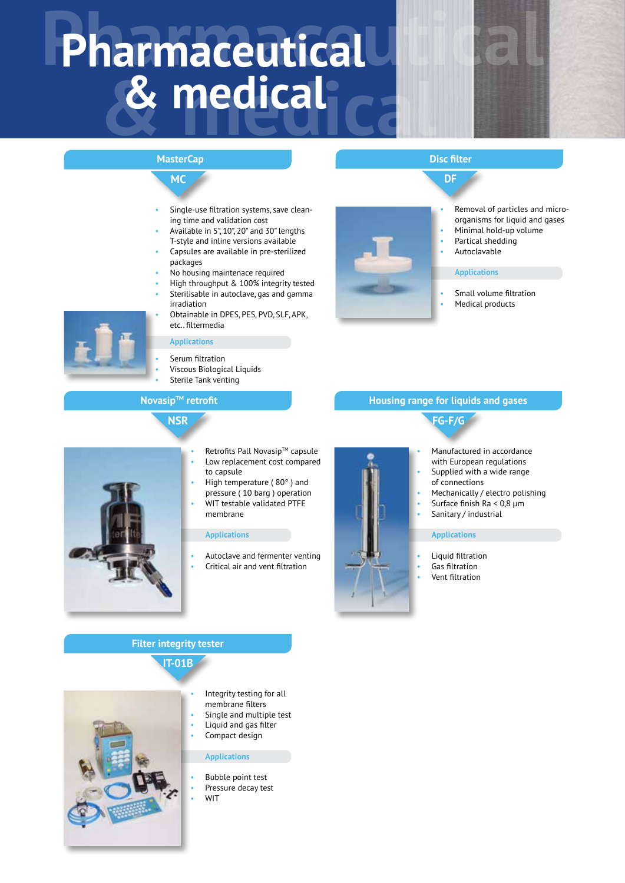# Pharmaceutical & medical

## MasterCap

### MC

- Single-use filtration systems, save cleaning time and validation cost
- Available in 5", 10", 20" and 30" lengths T-style and inline versions available
- Capsules are available in pre-sterilized packages
- No housing maintenace required
- High throughput & 100% integrity tested
- Sterilisable in autoclave, gas and gamma irradiation
- Obtainable in DPES, PES, PVD, SLF, APK, etc.. filtermedia

**Applications**

- Serum filtration
- Viscous Biological Liquids
- Sterile Tank venting

## Disc filter

### DF

- Removal of particles and micro-organisms for liquid and gases
- Minimal hold-up volume
- Partical shedding
- Autoclavable

**Applications**

- Small volume filtration
- Medical products

## Novasip™ retrofit

### NSR

- Retrofits Pall Novasip™ capsule
- Low replacement cost compared to capsule
- High temperature ( 80° ) and pressure ( 10 barg ) operation
- WIT testable validated PTFE membrane

**Applications**

- Autoclave and fermenter venting
- Critical air and vent filtration

## Housing range for liquids and gases

### FG-F/G

- Manufactured in accordance with European regulations
- Supplied with a wide range of connections
- Mechanically / electro polishing
- Surface finish Ra < 0,8 µm
- Sanitary / industrial

**Applications**

- Liquid filtration
- Gas filtration
- Vent filtration

## Filter integrity tester

### IT-01B

- Integrity testing for all membrane filters
- Single and multiple test
- Liquid and gas filter
- Compact design

**Applications**

- Bubble point test
- Pressure decay test
- WIT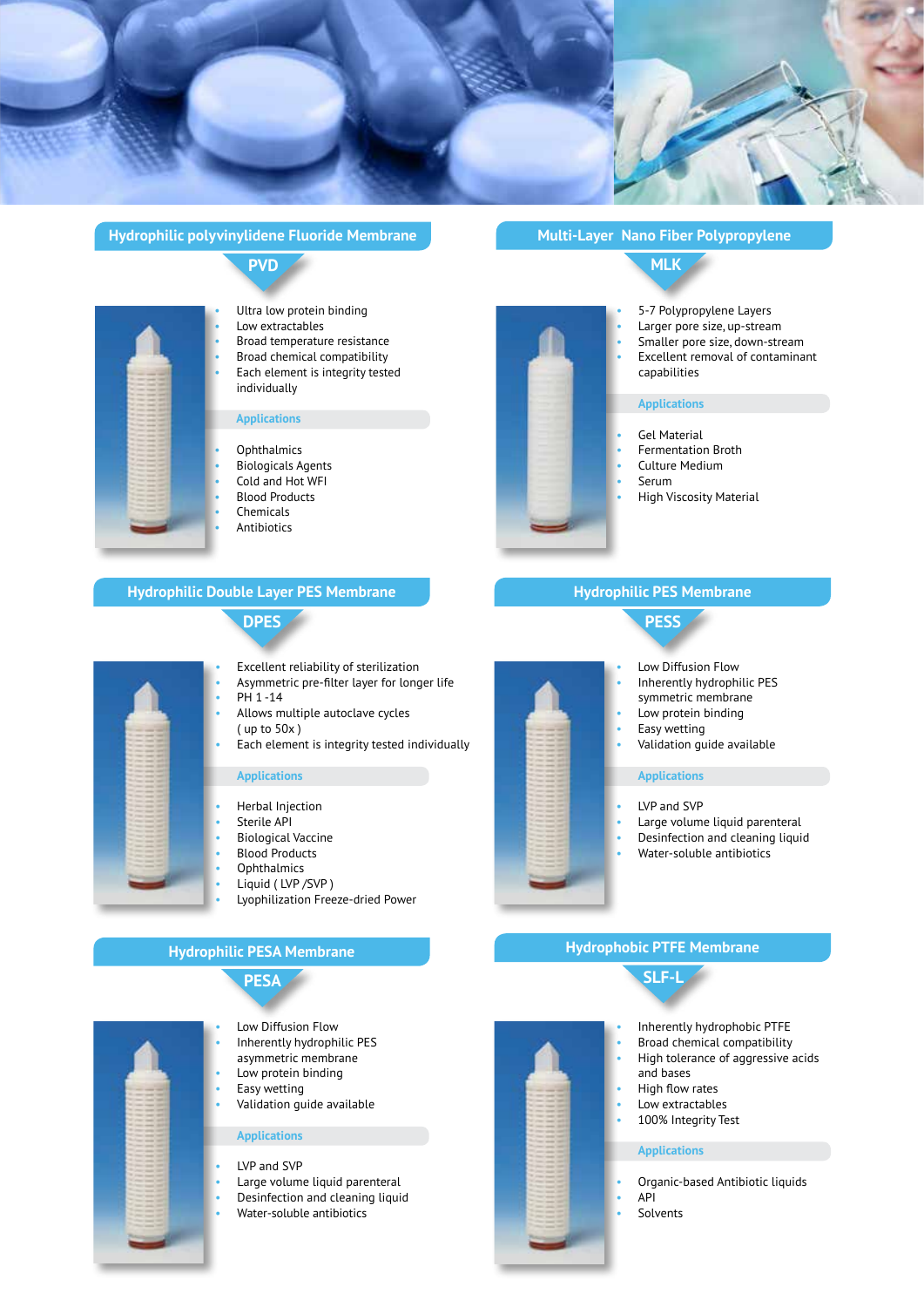## Hydrophilic polyvinylidene Fluoride Membrane

### PVD

- Ultra low protein binding
- Low extractables
- Broad temperature resistance
- Broad chemical compatibility
- Each element is integrity tested individually

**Applications**

- Ophthalmics
- Biologicals Agents
- Cold and Hot WFI
- Blood Products
- Chemicals
- Antibiotics

## Multi-Layer Nano Fiber Polypropylene

### MLK

- 5-7 Polypropylene Layers
- Larger pore size, up-stream
- Smaller pore size, down-stream
- Excellent removal of contaminant capabilities

**Applications**

- Gel Material
- Fermentation Broth
- Culture Medium
- Serum
- High Viscosity Material

## Hydrophilic Double Layer PES Membrane

### DPES

- Excellent reliability of sterilization
- Asymmetric pre-filter layer for longer life
- PH 1 -14
- Allows multiple autoclave cycles ( up to 50x )
- Each element is integrity tested individually

**Applications**

- Herbal Injection
- Sterile API
- Biological Vaccine
- Blood Products
- Ophthalmics
- Liquid ( LVP /SVP )
- Lyophilization Freeze-dried Power

## Hydrophilic PES Membrane

### PESS

- Low Diffusion Flow
- Inherently hydrophilic PES symmetric membrane
- Low protein binding
- Easy wetting
- Validation guide available

**Applications**

- LVP and SVP
- Large volume liquid parenteral
- Desinfection and cleaning liquid
- Water-soluble antibiotics

## Hydrophilic PESA Membrane

### PESA

- Low Diffusion Flow
- Inherently hydrophilic PES asymmetric membrane
- Low protein binding
- Easy wetting
- Validation guide available

**Applications**

- LVP and SVP
- Large volume liquid parenteral
- Desinfection and cleaning liquid
- Water-soluble antibiotics

## Hydrophobic PTFE Membrane

### SLF-L

- Inherently hydrophobic PTFE
- Broad chemical compatibility
- High tolerance of aggressive acids and bases
- High flow rates
- Low extractables
- 100% Integrity Test

**Applications**

- Organic-based Antibiotic liquids
- API
- Solvents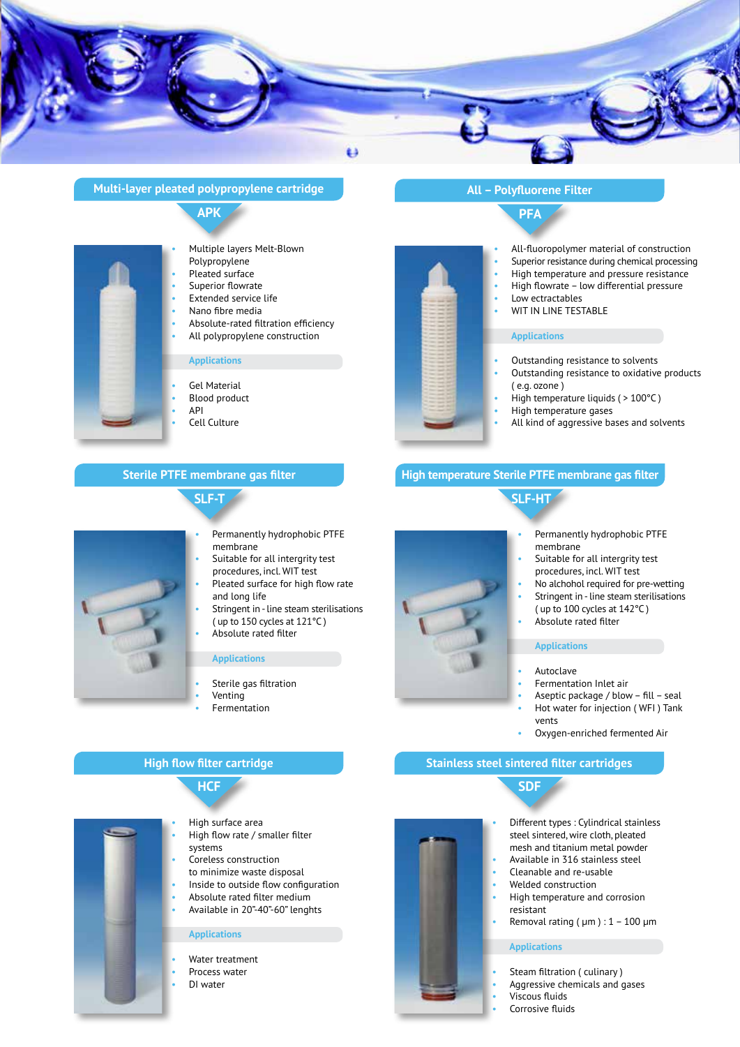## Multi-layer pleated polypropylene cartridge

### APK

- Multiple layers Melt-Blown Polypropylene
- Pleated surface
- Superior flowrate
- Extended service life
- Nano fibre media
- Absolute-rated filtration efficiency
- All polypropylene construction

**Applications**

- Gel Material
- Blood product
- API
- Cell Culture

## All – Polyfluorene Filter

### PFA

- All-fluoropolymer material of construction
- Superior resistance during chemical processing
- High temperature and pressure resistance
- High flowrate – low differential pressure
- Low ectractables
- WIT IN LINE TESTABLE

**Applications**

- Outstanding resistance to solvents
- Outstanding resistance to oxidative products ( e.g. ozone )
- High temperature liquids ( > 100°C )
- High temperature gases
- All kind of aggressive bases and solvents

## Sterile PTFE membrane gas filter

### SLF-T

- Permanently hydrophobic PTFE membrane
- Suitable for all intergrity test procedures, incl. WIT test
- Pleated surface for high flow rate and long life
- Stringent in - line steam sterilisations ( up to 150 cycles at 121°C )
- Absolute rated filter

**Applications**

- Sterile gas filtration
- Venting
- Fermentation

## High temperature Sterile PTFE membrane gas filter

### SLF-HT

- Permanently hydrophobic PTFE membrane
- Suitable for all intergrity test procedures, incl. WIT test
- No alchohol required for pre-wetting
- Stringent in - line steam sterilisations ( up to 100 cycles at 142°C )
- Absolute rated filter

**Applications**

- Autoclave
- Fermentation Inlet air
- Aseptic package / blow – fill – seal
- Hot water for injection ( WFI ) Tank vents
- Oxygen-enriched fermented Air

## High flow filter cartridge

### HCF

- High surface area
- High flow rate / smaller filter systems
- Coreless construction to minimize waste disposal
- Inside to outside flow configuration
- Absolute rated filter medium
- Available in 20”-40”-60” lenghts

**Applications**

- Water treatment
- Process water
- DI water

## Stainless steel sintered filter cartridges

### SDF

- Different types : Cylindrical stainless steel sintered, wire cloth, pleated mesh and titanium metal powder
- Available in 316 stainless steel
- Cleanable and re-usable
- Welded construction
- High temperature and corrosion resistant
- Removal rating ( μm ) : 1 – 100 μm

**Applications**

- Steam filtration ( culinary )
- Aggressive chemicals and gases
- Viscous fluids
- Corrosive fluids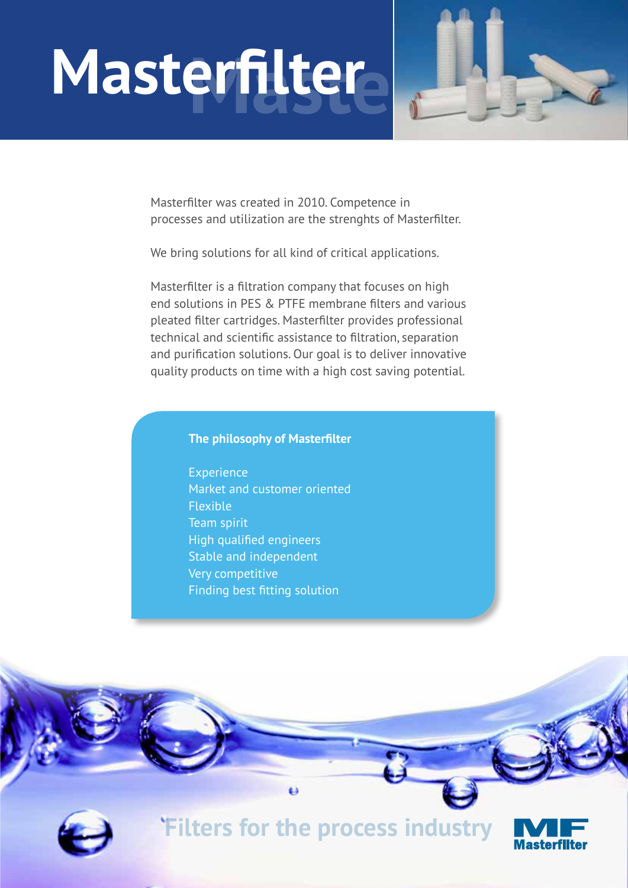# Masterfilter

Masterfilter was created in 2010. Competence in processes and utilization are the strenghts of Masterfilter.

We bring solutions for all kind of critical applications.

Masterfilter is a filtration company that focuses on high end solutions in PES & PTFE membrane filters and various pleated filter cartridges. Masterfilter provides professional technical and scientific assistance to filtration, separation and purification solutions. Our goal is to deliver innovative quality products on time with a high cost saving potential.

**The philosophy of Masterfilter**

Experience
Market and customer oriented
Flexible
Team spirit
High qualified engineers
Stable and independent
Very competitive
Finding best fitting solution

Filters for the process industry

MF Masterfilter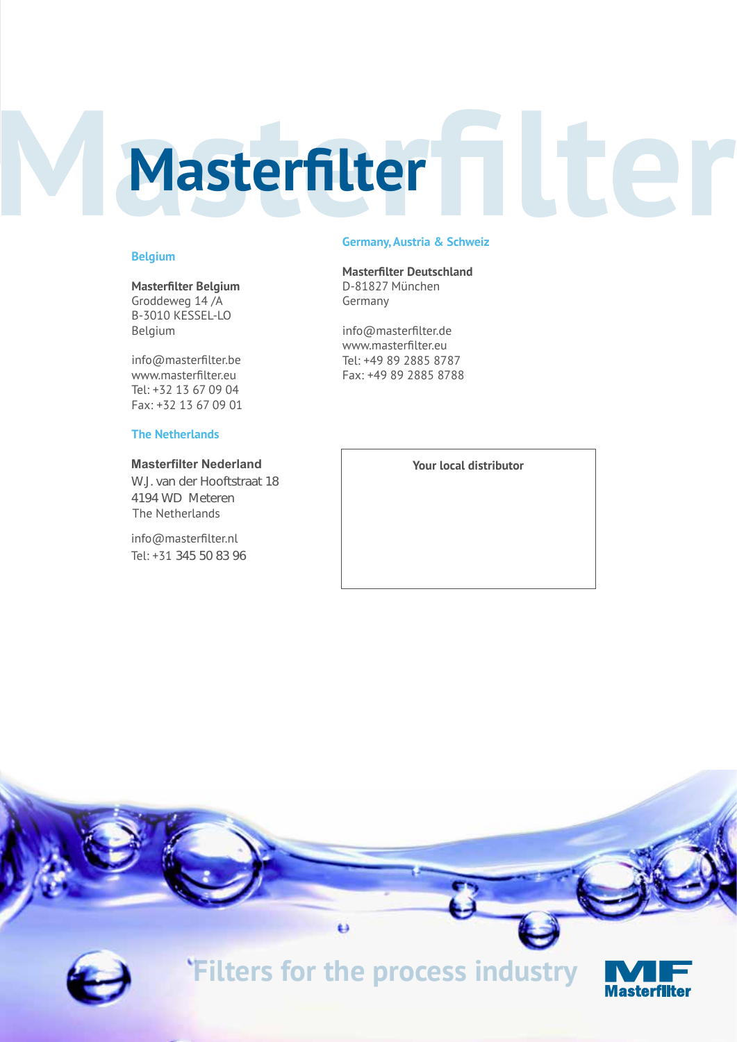# Masterfilter

## Belgium

**Masterfilter Belgium**
Groddeweg 14 /A
B-3010 KESSEL-LO
Belgium

info@masterfilter.be
www.masterfilter.eu
Tel: +32 13 67 09 04
Fax: +32 13 67 09 01

## The Netherlands

**Masterfilter Nederland**
W.J. van der Hooftstraat 18
4194 WD Meteren
The Netherlands

info@masterfilter.nl
Tel: +31 345 50 83 96

## Germany, Austria & Schweiz

**Masterfilter Deutschland**
D-81827 München
Germany

info@masterfilter.de
www.masterfilter.eu
Tel: +49 89 2885 8787
Fax: +49 89 2885 8788

**Your local distributor**

Filters for the process industry

MF Masterfilter